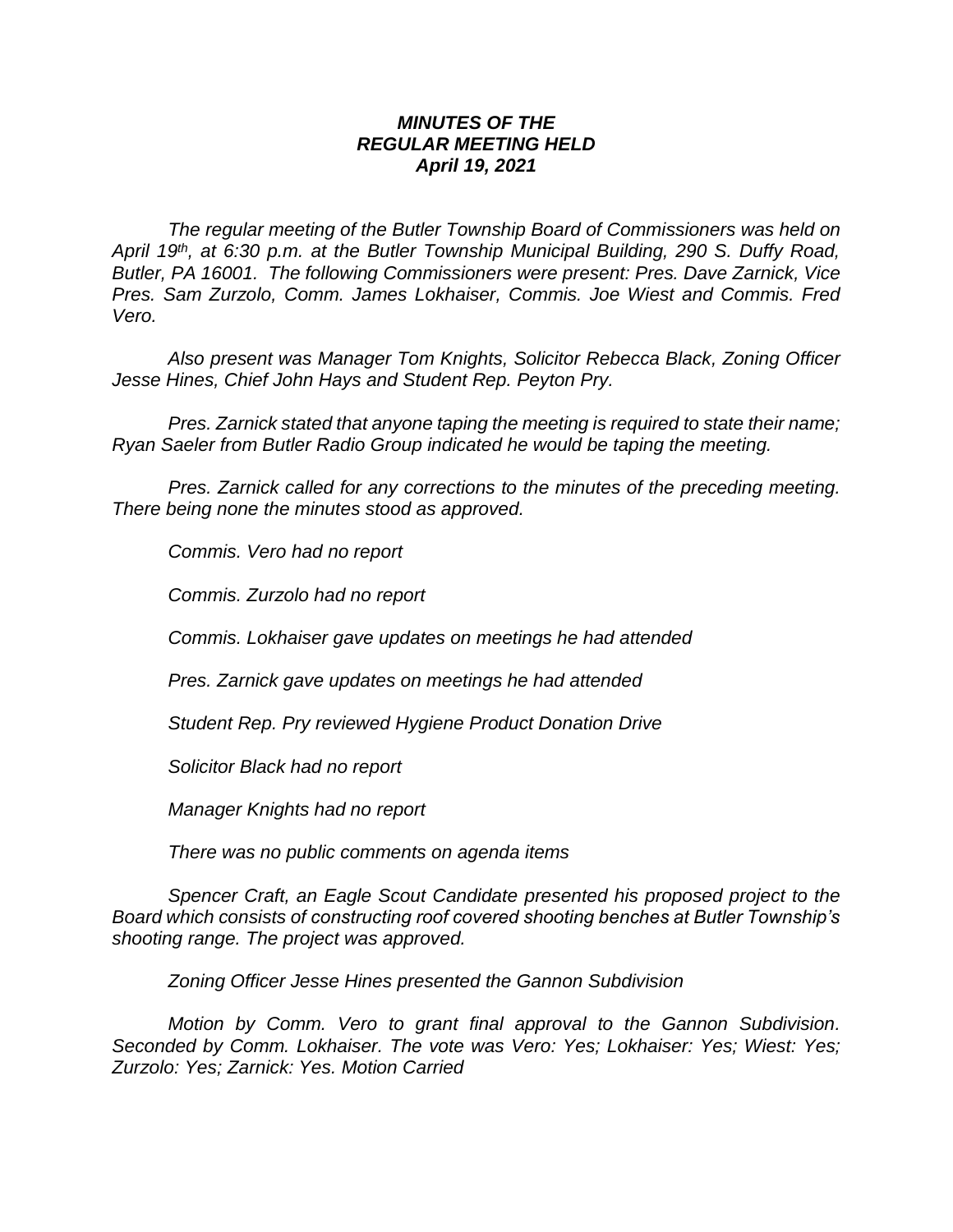***MINUTES OF THE***
***REGULAR MEETING HELD***
***April 19, 2021***

*The regular meeting of the Butler Township Board of Commissioners was held on April 19th, at 6:30 p.m. at the Butler Township Municipal Building, 290 S. Duffy Road, Butler, PA 16001. The following Commissioners were present: Pres. Dave Zarnick, Vice Pres. Sam Zurzolo, Comm. James Lokhaiser, Commis. Joe Wiest and Commis. Fred Vero.*

*Also present was Manager Tom Knights, Solicitor Rebecca Black, Zoning Officer Jesse Hines, Chief John Hays and Student Rep. Peyton Pry.*

*Pres. Zarnick stated that anyone taping the meeting is required to state their name; Ryan Saeler from Butler Radio Group indicated he would be taping the meeting.*

*Pres. Zarnick called for any corrections to the minutes of the preceding meeting. There being none the minutes stood as approved.*

*Commis. Vero had no report*

*Commis. Zurzolo had no report*

*Commis. Lokhaiser gave updates on meetings he had attended*

*Pres. Zarnick gave updates on meetings he had attended*

*Student Rep. Pry reviewed Hygiene Product Donation Drive*

*Solicitor Black had no report*

*Manager Knights had no report*

*There was no public comments on agenda items*

*Spencer Craft, an Eagle Scout Candidate presented his proposed project to the Board which consists of constructing roof covered shooting benches at Butler Township's shooting range. The project was approved.*

*Zoning Officer Jesse Hines presented the Gannon Subdivision*

*Motion by Comm. Vero to grant final approval to the Gannon Subdivision. Seconded by Comm. Lokhaiser. The vote was Vero: Yes; Lokhaiser: Yes; Wiest: Yes; Zurzolo: Yes; Zarnick: Yes. Motion Carried*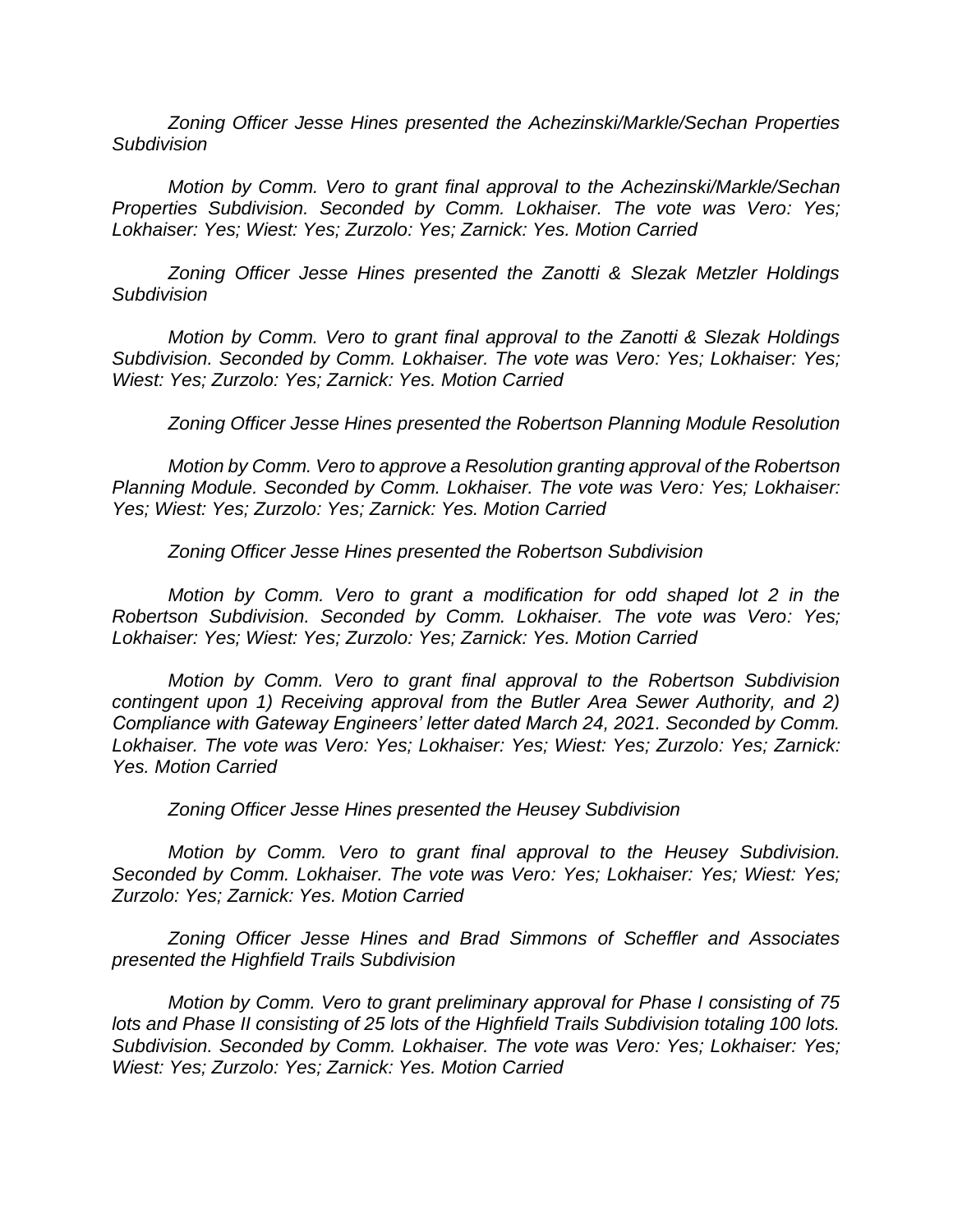*Zoning Officer Jesse Hines presented the Achezinski/Markle/Sechan Properties Subdivision*

*Motion by Comm. Vero to grant final approval to the Achezinski/Markle/Sechan Properties Subdivision. Seconded by Comm. Lokhaiser. The vote was Vero: Yes; Lokhaiser: Yes; Wiest: Yes; Zurzolo: Yes; Zarnick: Yes. Motion Carried*

*Zoning Officer Jesse Hines presented the Zanotti & Slezak Metzler Holdings Subdivision*

*Motion by Comm. Vero to grant final approval to the Zanotti & Slezak Holdings Subdivision. Seconded by Comm. Lokhaiser. The vote was Vero: Yes; Lokhaiser: Yes; Wiest: Yes; Zurzolo: Yes; Zarnick: Yes. Motion Carried*

*Zoning Officer Jesse Hines presented the Robertson Planning Module Resolution*

*Motion by Comm. Vero to approve a Resolution granting approval of the Robertson Planning Module. Seconded by Comm. Lokhaiser. The vote was Vero: Yes; Lokhaiser: Yes; Wiest: Yes; Zurzolo: Yes; Zarnick: Yes. Motion Carried*

*Zoning Officer Jesse Hines presented the Robertson Subdivision*

*Motion by Comm. Vero to grant a modification for odd shaped lot 2 in the Robertson Subdivision. Seconded by Comm. Lokhaiser. The vote was Vero: Yes; Lokhaiser: Yes; Wiest: Yes; Zurzolo: Yes; Zarnick: Yes. Motion Carried*

*Motion by Comm. Vero to grant final approval to the Robertson Subdivision contingent upon 1) Receiving approval from the Butler Area Sewer Authority, and 2) Compliance with Gateway Engineers' letter dated March 24, 2021. Seconded by Comm. Lokhaiser. The vote was Vero: Yes; Lokhaiser: Yes; Wiest: Yes; Zurzolo: Yes; Zarnick: Yes. Motion Carried*

*Zoning Officer Jesse Hines presented the Heusey Subdivision*

*Motion by Comm. Vero to grant final approval to the Heusey Subdivision. Seconded by Comm. Lokhaiser. The vote was Vero: Yes; Lokhaiser: Yes; Wiest: Yes; Zurzolo: Yes; Zarnick: Yes. Motion Carried*

*Zoning Officer Jesse Hines and Brad Simmons of Scheffler and Associates presented the Highfield Trails Subdivision*

*Motion by Comm. Vero to grant preliminary approval for Phase I consisting of 75 lots and Phase II consisting of 25 lots of the Highfield Trails Subdivision totaling 100 lots. Subdivision. Seconded by Comm. Lokhaiser. The vote was Vero: Yes; Lokhaiser: Yes; Wiest: Yes; Zurzolo: Yes; Zarnick: Yes. Motion Carried*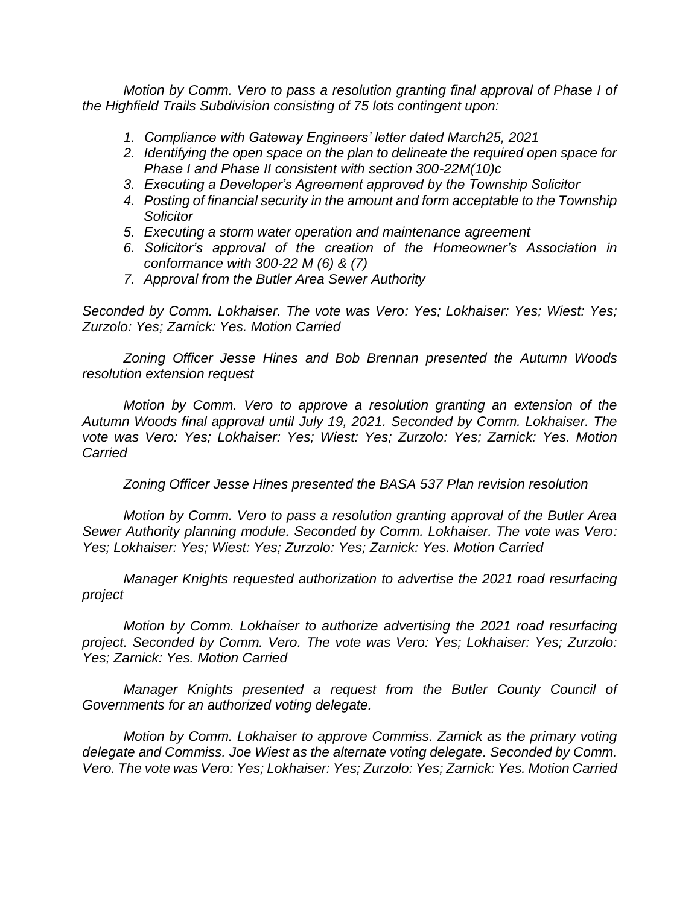*Motion by Comm. Vero to pass a resolution granting final approval of Phase I of the Highfield Trails Subdivision consisting of 75 lots contingent upon:*

1. *Compliance with Gateway Engineers' letter dated March25, 2021*
2. *Identifying the open space on the plan to delineate the required open space for Phase I and Phase II consistent with section 300-22M(10)c*
3. *Executing a Developer's Agreement approved by the Township Solicitor*
4. *Posting of financial security in the amount and form acceptable to the Township Solicitor*
5. *Executing a storm water operation and maintenance agreement*
6. *Solicitor's approval of the creation of the Homeowner's Association in conformance with 300-22 M (6) & (7)*
7. *Approval from the Butler Area Sewer Authority*

*Seconded by Comm. Lokhaiser. The vote was Vero: Yes; Lokhaiser: Yes; Wiest: Yes; Zurzolo: Yes; Zarnick: Yes. Motion Carried*

*Zoning Officer Jesse Hines and Bob Brennan presented the Autumn Woods resolution extension request*

*Motion by Comm. Vero to approve a resolution granting an extension of the Autumn Woods final approval until July 19, 2021. Seconded by Comm. Lokhaiser. The vote was Vero: Yes; Lokhaiser: Yes; Wiest: Yes; Zurzolo: Yes; Zarnick: Yes. Motion Carried*

*Zoning Officer Jesse Hines presented the BASA 537 Plan revision resolution*

*Motion by Comm. Vero to pass a resolution granting approval of the Butler Area Sewer Authority planning module. Seconded by Comm. Lokhaiser. The vote was Vero: Yes; Lokhaiser: Yes; Wiest: Yes; Zurzolo: Yes; Zarnick: Yes. Motion Carried*

*Manager Knights requested authorization to advertise the 2021 road resurfacing project*

*Motion by Comm. Lokhaiser to authorize advertising the 2021 road resurfacing project. Seconded by Comm. Vero. The vote was Vero: Yes; Lokhaiser: Yes; Zurzolo: Yes; Zarnick: Yes. Motion Carried*

*Manager Knights presented a request from the Butler County Council of Governments for an authorized voting delegate.*

*Motion by Comm. Lokhaiser to approve Commiss. Zarnick as the primary voting delegate and Commiss. Joe Wiest as the alternate voting delegate. Seconded by Comm. Vero. The vote was Vero: Yes; Lokhaiser: Yes; Zurzolo: Yes; Zarnick: Yes. Motion Carried*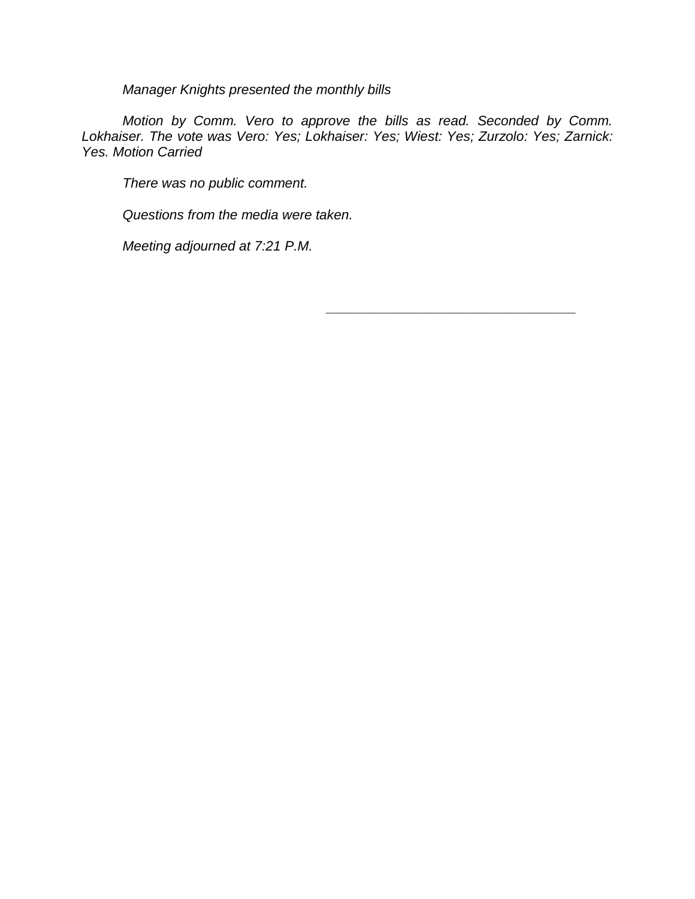*Manager Knights presented the monthly bills*

*Motion by Comm. Vero to approve the bills as read. Seconded by Comm. Lokhaiser. The vote was Vero: Yes; Lokhaiser: Yes; Wiest: Yes; Zurzolo: Yes; Zarnick: Yes. Motion Carried*

*There was no public comment.*

*Questions from the media were taken.*

*Meeting adjourned at 7:21 P.M.*

\_\_\_\_\_\_\_\_\_\_\_\_\_\_\_\_\_\_\_\_\_\_\_\_\_\_\_\_\_\_\_\_\_\_\_\_